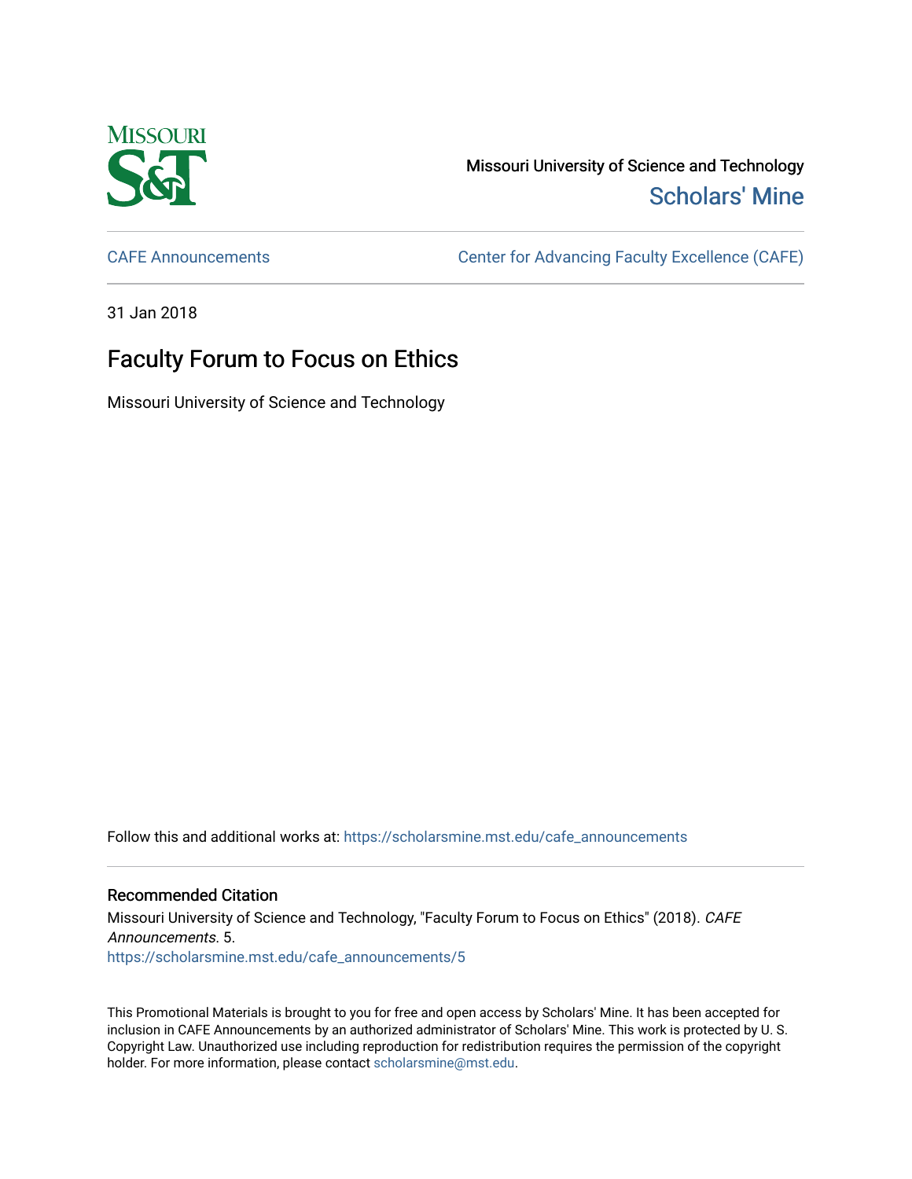Missouri University of Science and Technology

Scholars' Mine

CAFE Announcements

Center for Advancing Faculty Excellence (CAFE)

31 Jan 2018

# Faculty Forum to Focus on Ethics

Missouri University of Science and Technology

Follow this and additional works at: https://scholarsmine.mst.edu/cafe_announcements

## Recommended Citation

Missouri University of Science and Technology, "Faculty Forum to Focus on Ethics" (2018). *CAFE Announcements*. 5.
https://scholarsmine.mst.edu/cafe_announcements/5

This Promotional Materials is brought to you for free and open access by Scholars' Mine. It has been accepted for inclusion in CAFE Announcements by an authorized administrator of Scholars' Mine. This work is protected by U. S. Copyright Law. Unauthorized use including reproduction for redistribution requires the permission of the copyright holder. For more information, please contact scholarsmine@mst.edu.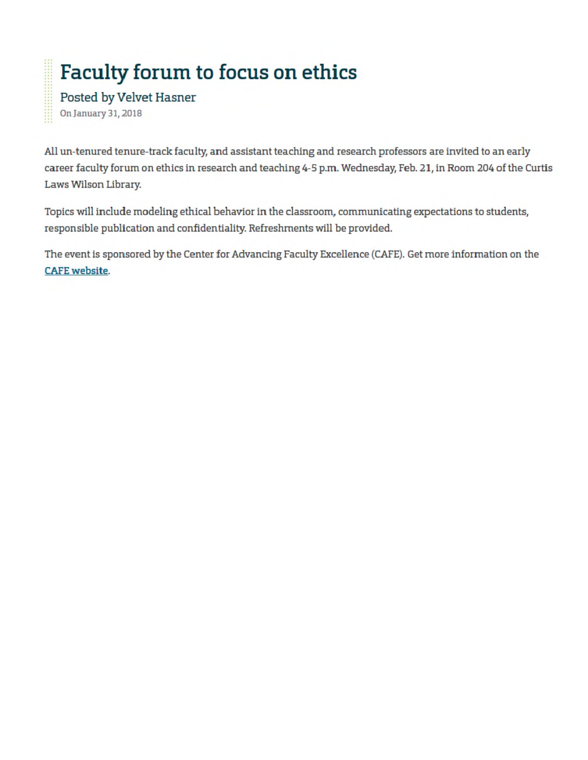# Faculty forum to focus on ethics

## Posted by Velvet Hasner

On January 31, 2018

All un-tenured tenure-track faculty, and assistant teaching and research professors are invited to an early career faculty forum on ethics in research and teaching 4-5 p.m. Wednesday, Feb. 21, in Room 204 of the Curtis Laws Wilson Library.

Topics will include modeling ethical behavior in the classroom, communicating expectations to students, responsible publication and confidentiality. Refreshments will be provided.

The event is sponsored by the Center for Advancing Faculty Excellence (CAFE). Get more information on the **CAFE website**.